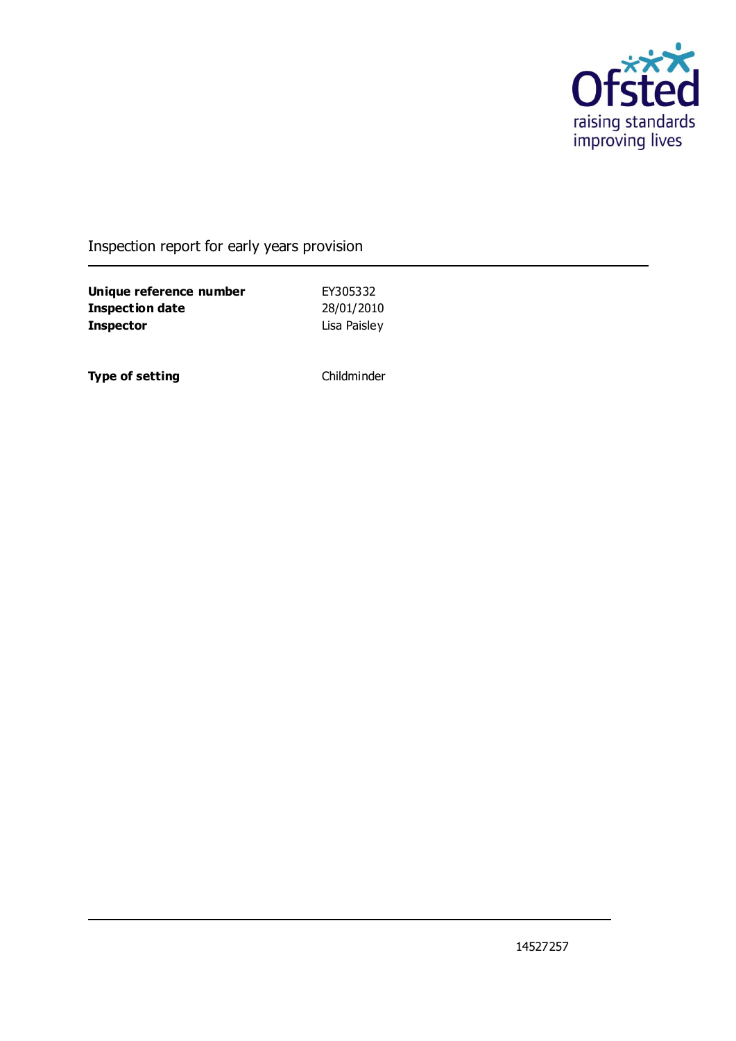Inspection report for early years provision

| | |
|---|---|
| **Unique reference number** | EY305332 |
| **Inspection date** | 28/01/2010 |
| **Inspector** | Lisa Paisley |

| | |
|---|---|
| **Type of setting** | Childminder |

14527257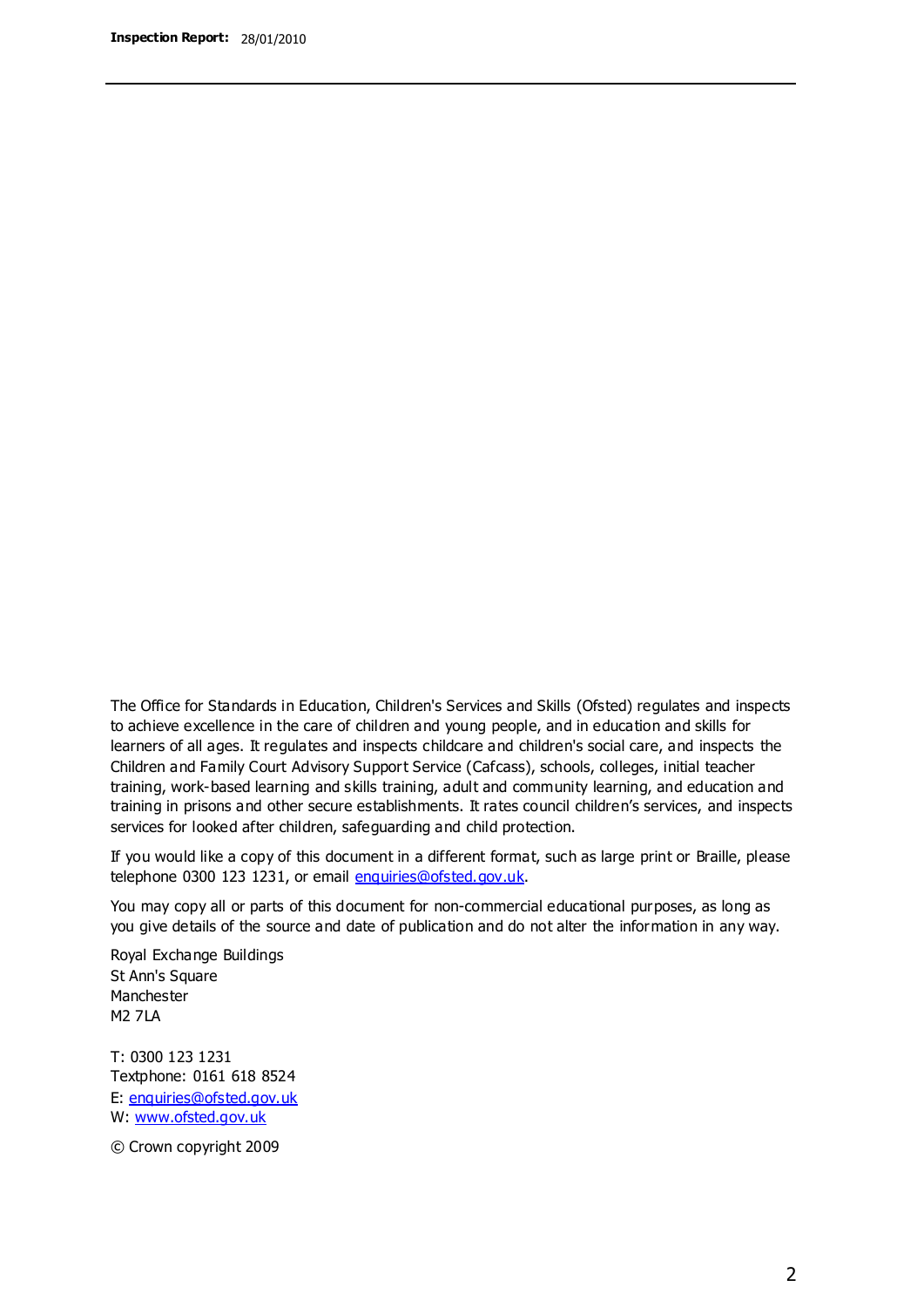The Office for Standards in Education, Children's Services and Skills (Ofsted) regulates and inspects to achieve excellence in the care of children and young people, and in education and skills for learners of all ages. It regulates and inspects childcare and children's social care, and inspects the Children and Family Court Advisory Support Service (Cafcass), schools, colleges, initial teacher training, work-based learning and skills training, adult and community learning, and education and training in prisons and other secure establishments. It rates council children's services, and inspects services for looked after children, safeguarding and child protection.

If you would like a copy of this document in a different format, such as large print or Braille, please telephone 0300 123 1231, or email enquiries@ofsted.gov.uk.

You may copy all or parts of this document for non-commercial educational purposes, as long as you give details of the source and date of publication and do not alter the information in any way.

Royal Exchange Buildings
St Ann's Square
Manchester
M2 7LA

T: 0300 123 1231
Textphone: 0161 618 8524
E: enquiries@ofsted.gov.uk
W: www.ofsted.gov.uk

© Crown copyright 2009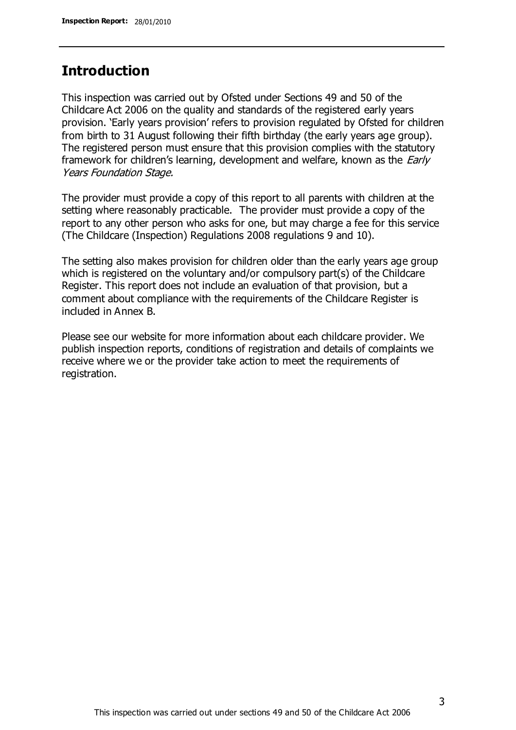## Introduction

This inspection was carried out by Ofsted under Sections 49 and 50 of the Childcare Act 2006 on the quality and standards of the registered early years provision. 'Early years provision' refers to provision regulated by Ofsted for children from birth to 31 August following their fifth birthday (the early years age group). The registered person must ensure that this provision complies with the statutory framework for children's learning, development and welfare, known as the *Early Years Foundation Stage.*

The provider must provide a copy of this report to all parents with children at the setting where reasonably practicable. The provider must provide a copy of the report to any other person who asks for one, but may charge a fee for this service (The Childcare (Inspection) Regulations 2008 regulations 9 and 10).

The setting also makes provision for children older than the early years age group which is registered on the voluntary and/or compulsory part(s) of the Childcare Register. This report does not include an evaluation of that provision, but a comment about compliance with the requirements of the Childcare Register is included in Annex B.

Please see our website for more information about each childcare provider. We publish inspection reports, conditions of registration and details of complaints we receive where we or the provider take action to meet the requirements of registration.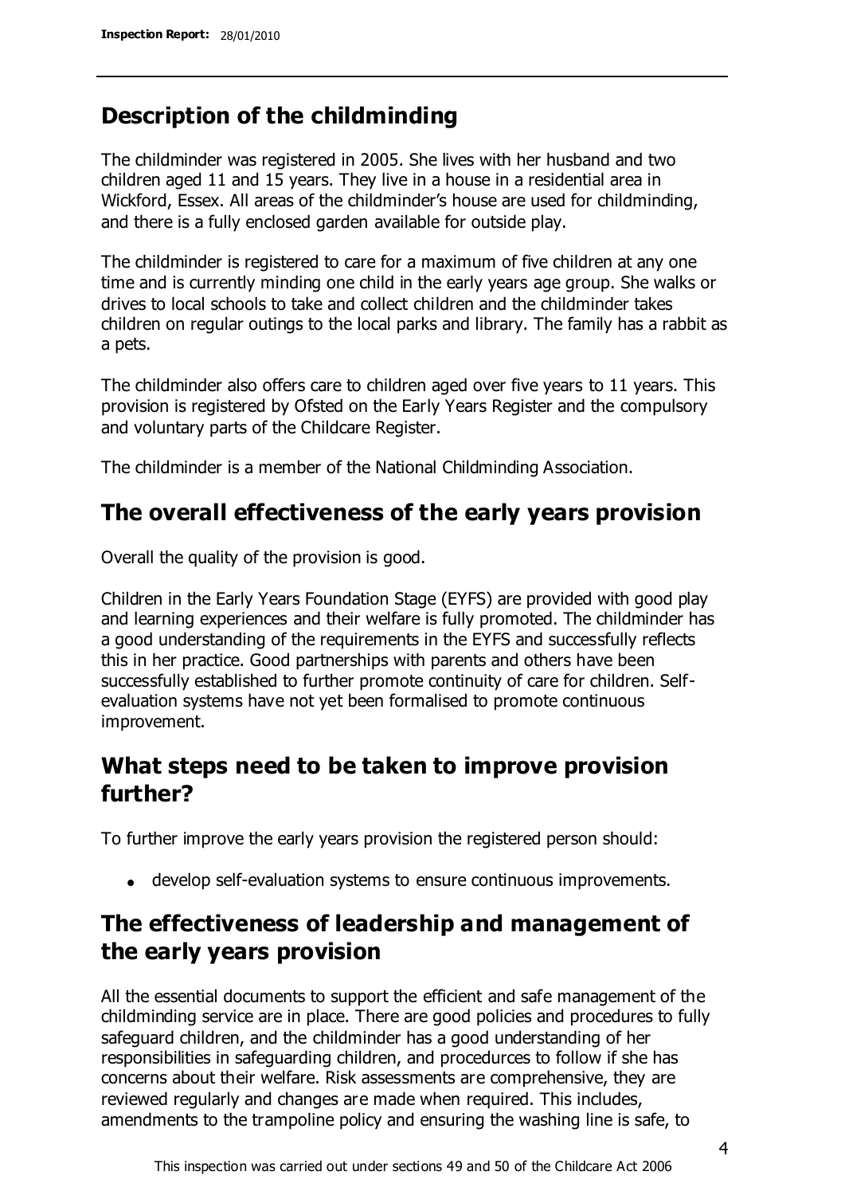## Description of the childminding

The childminder was registered in 2005. She lives with her husband and two children aged 11 and 15 years. They live in a house in a residential area in Wickford, Essex. All areas of the childminder's house are used for childminding, and there is a fully enclosed garden available for outside play.

The childminder is registered to care for a maximum of five children at any one time and is currently minding one child in the early years age group. She walks or drives to local schools to take and collect children and the childminder takes children on regular outings to the local parks and library. The family has a rabbit as a pets.

The childminder also offers care to children aged over five years to 11 years. This provision is registered by Ofsted on the Early Years Register and the compulsory and voluntary parts of the Childcare Register.

The childminder is a member of the National Childminding Association.

## The overall effectiveness of the early years provision

Overall the quality of the provision is good.

Children in the Early Years Foundation Stage (EYFS) are provided with good play and learning experiences and their welfare is fully promoted. The childminder has a good understanding of the requirements in the EYFS and successfully reflects this in her practice. Good partnerships with parents and others have been successfully established to further promote continuity of care for children. Self-evaluation systems have not yet been formalised to promote continuous improvement.

## What steps need to be taken to improve provision further?

To further improve the early years provision the registered person should:

- develop self-evaluation systems to ensure continuous improvements.

## The effectiveness of leadership and management of the early years provision

All the essential documents to support the efficient and safe management of the childminding service are in place. There are good policies and procedures to fully safeguard children, and the childminder has a good understanding of her responsibilities in safeguarding children, and procedures to follow if she has concerns about their welfare. Risk assessments are comprehensive, they are reviewed regularly and changes are made when required. This includes, amendments to the trampoline policy and ensuring the washing line is safe, to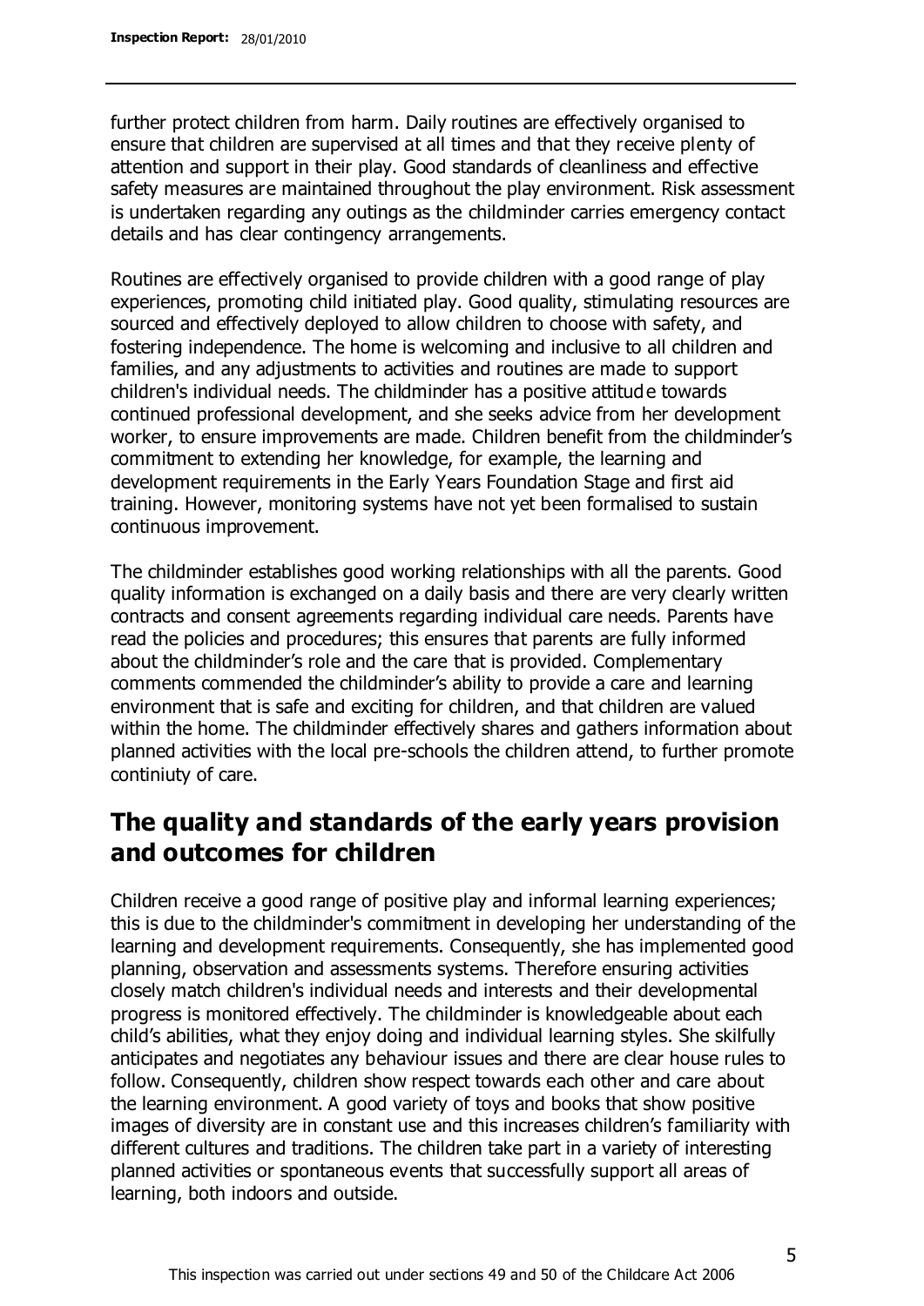further protect children from harm. Daily routines are effectively organised to ensure that children are supervised at all times and that they receive plenty of attention and support in their play. Good standards of cleanliness and effective safety measures are maintained throughout the play environment. Risk assessment is undertaken regarding any outings as the childminder carries emergency contact details and has clear contingency arrangements.

Routines are effectively organised to provide children with a good range of play experiences, promoting child initiated play. Good quality, stimulating resources are sourced and effectively deployed to allow children to choose with safety, and fostering independence. The home is welcoming and inclusive to all children and families, and any adjustments to activities and routines are made to support children's individual needs. The childminder has a positive attitude towards continued professional development, and she seeks advice from her development worker, to ensure improvements are made. Children benefit from the childminder's commitment to extending her knowledge, for example, the learning and development requirements in the Early Years Foundation Stage and first aid training. However, monitoring systems have not yet been formalised to sustain continuous improvement.

The childminder establishes good working relationships with all the parents. Good quality information is exchanged on a daily basis and there are very clearly written contracts and consent agreements regarding individual care needs. Parents have read the policies and procedures; this ensures that parents are fully informed about the childminder's role and the care that is provided. Complementary comments commended the childminder's ability to provide a care and learning environment that is safe and exciting for children, and that children are valued within the home. The childminder effectively shares and gathers information about planned activities with the local pre-schools the children attend, to further promote continiuty of care.

## The quality and standards of the early years provision and outcomes for children

Children receive a good range of positive play and informal learning experiences; this is due to the childminder's commitment in developing her understanding of the learning and development requirements. Consequently, she has implemented good planning, observation and assessments systems. Therefore ensuring activities closely match children's individual needs and interests and their developmental progress is monitored effectively. The childminder is knowledgeable about each child's abilities, what they enjoy doing and individual learning styles. She skilfully anticipates and negotiates any behaviour issues and there are clear house rules to follow. Consequently, children show respect towards each other and care about the learning environment. A good variety of toys and books that show positive images of diversity are in constant use and this increases children's familiarity with different cultures and traditions. The children take part in a variety of interesting planned activities or spontaneous events that successfully support all areas of learning, both indoors and outside.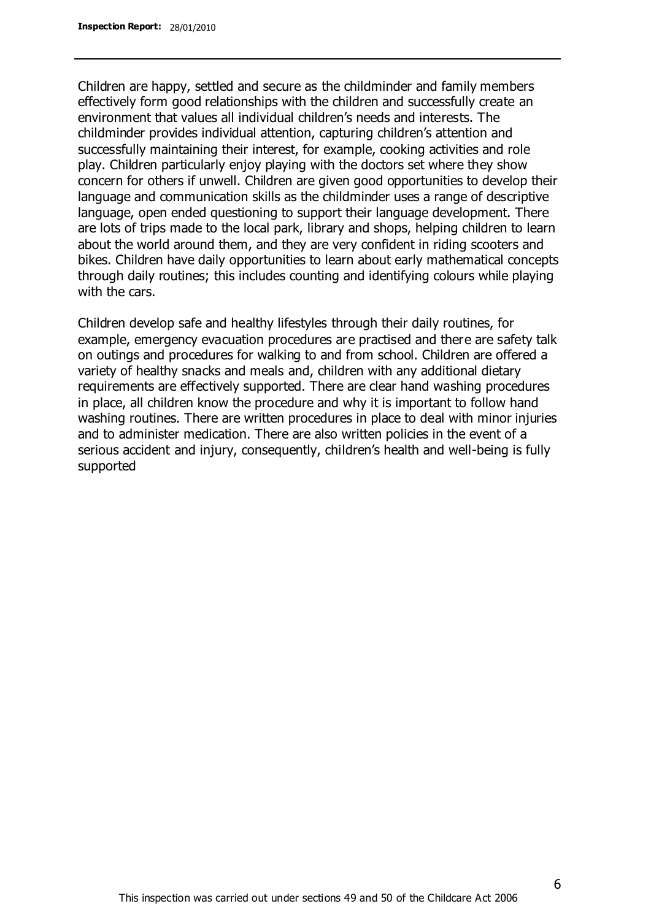Children are happy, settled and secure as the childminder and family members effectively form good relationships with the children and successfully create an environment that values all individual children's needs and interests. The childminder provides individual attention, capturing children's attention and successfully maintaining their interest, for example, cooking activities and role play. Children particularly enjoy playing with the doctors set where they show concern for others if unwell. Children are given good opportunities to develop their language and communication skills as the childminder uses a range of descriptive language, open ended questioning to support their language development. There are lots of trips made to the local park, library and shops, helping children to learn about the world around them, and they are very confident in riding scooters and bikes. Children have daily opportunities to learn about early mathematical concepts through daily routines; this includes counting and identifying colours while playing with the cars.

Children develop safe and healthy lifestyles through their daily routines, for example, emergency evacuation procedures are practised and there are safety talk on outings and procedures for walking to and from school. Children are offered a variety of healthy snacks and meals and, children with any additional dietary requirements are effectively supported. There are clear hand washing procedures in place, all children know the procedure and why it is important to follow hand washing routines. There are written procedures in place to deal with minor injuries and to administer medication. There are also written policies in the event of a serious accident and injury, consequently, children's health and well-being is fully supported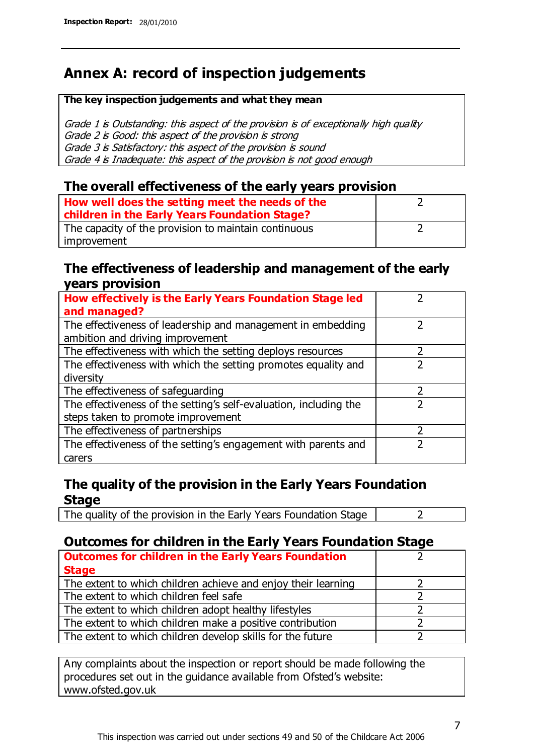# Annex A: record of inspection judgements

| The key inspection judgements and what they mean |
|---|
| *Grade 1 is Outstanding: this aspect of the provision is of exceptionally high quality*<br>*Grade 2 is Good: this aspect of the provision is strong*<br>*Grade 3 is Satisfactory: this aspect of the provision is sound*<br>*Grade 4 is Inadequate: this aspect of the provision is not good enough* |

## The overall effectiveness of the early years provision

| | |
|---|---|
| **How well does the setting meet the needs of the children in the Early Years Foundation Stage?** | 2 |
| The capacity of the provision to maintain continuous improvement | 2 |

## The effectiveness of leadership and management of the early years provision

| | |
|---|---|
| **How effectively is the Early Years Foundation Stage led and managed?** | 2 |
| The effectiveness of leadership and management in embedding ambition and driving improvement | 2 |
| The effectiveness with which the setting deploys resources | 2 |
| The effectiveness with which the setting promotes equality and diversity | 2 |
| The effectiveness of safeguarding | 2 |
| The effectiveness of the setting's self-evaluation, including the steps taken to promote improvement | 2 |
| The effectiveness of partnerships | 2 |
| The effectiveness of the setting's engagement with parents and carers | 2 |

## The quality of the provision in the Early Years Foundation Stage

| | |
|---|---|
| The quality of the provision in the Early Years Foundation Stage | 2 |

## Outcomes for children in the Early Years Foundation Stage

| | |
|---|---|
| **Outcomes for children in the Early Years Foundation Stage** | 2 |
| The extent to which children achieve and enjoy their learning | 2 |
| The extent to which children feel safe | 2 |
| The extent to which children adopt healthy lifestyles | 2 |
| The extent to which children make a positive contribution | 2 |
| The extent to which children develop skills for the future | 2 |

Any complaints about the inspection or report should be made following the procedures set out in the guidance available from Ofsted's website: www.ofsted.gov.uk

This inspection was carried out under sections 49 and 50 of the Childcare Act 2006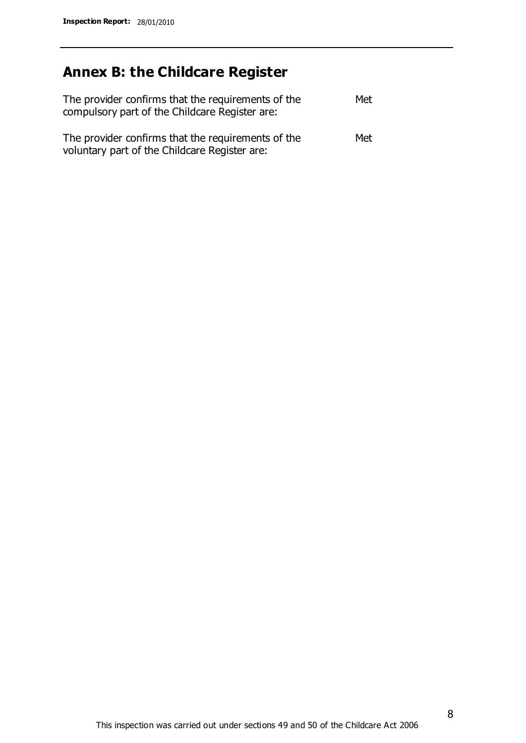## Annex B: the Childcare Register

| | |
|---|---|
| The provider confirms that the requirements of the compulsory part of the Childcare Register are: | Met |
| The provider confirms that the requirements of the voluntary part of the Childcare Register are: | Met |

This inspection was carried out under sections 49 and 50 of the Childcare Act 2006